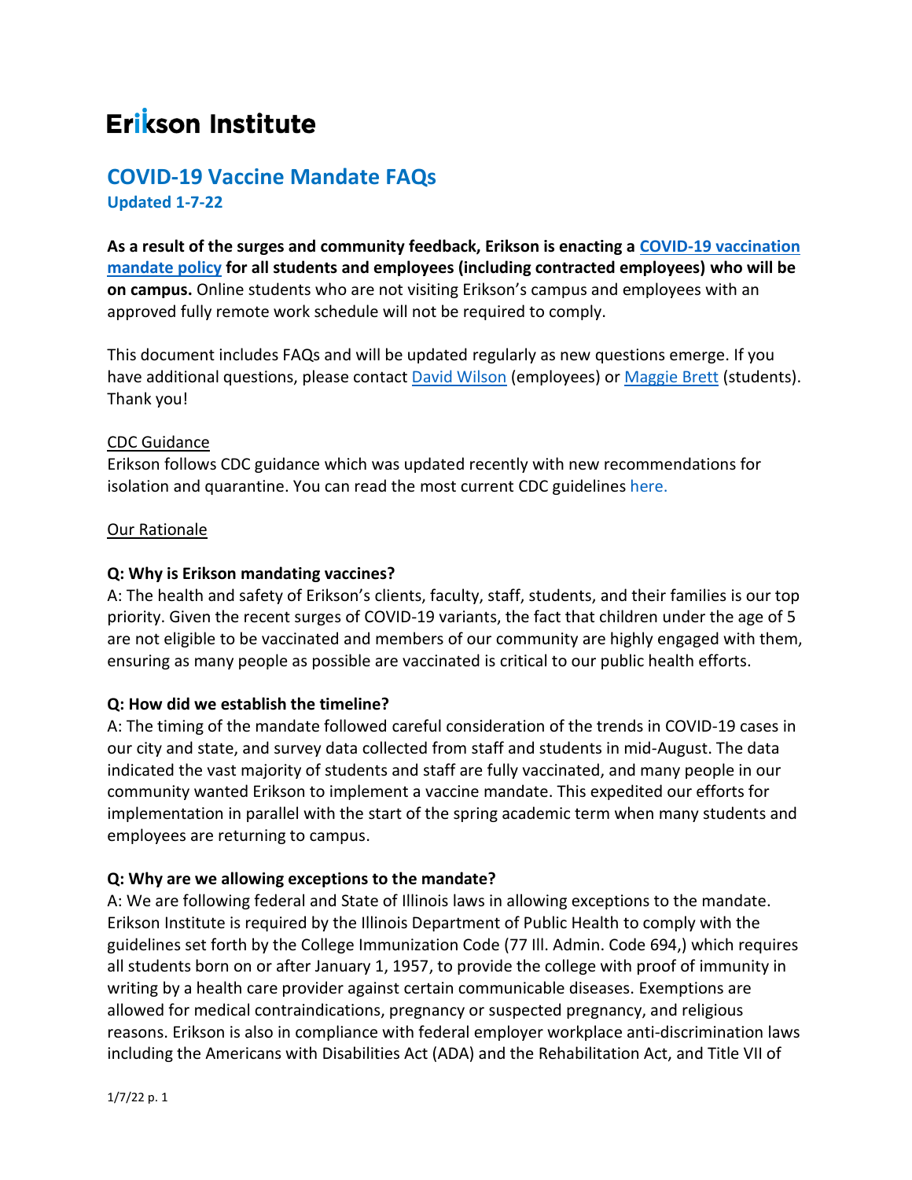# Erikson Institute

## COVID-19 Vaccine Mandate FAQs

**Updated 1-7-22**

**As a result of the surges and community feedback, Erikson is enacting a COVID-19 vaccination mandate policy for all students and employees (including contracted employees) who will be on campus.** Online students who are not visiting Erikson's campus and employees with an approved fully remote work schedule will not be required to comply.

This document includes FAQs and will be updated regularly as new questions emerge. If you have additional questions, please contact David Wilson (employees) or Maggie Brett (students). Thank you!

CDC Guidance

Erikson follows CDC guidance which was updated recently with new recommendations for isolation and quarantine. You can read the most current CDC guidelines here.

Our Rationale

**Q: Why is Erikson mandating vaccines?**

A: The health and safety of Erikson's clients, faculty, staff, students, and their families is our top priority. Given the recent surges of COVID-19 variants, the fact that children under the age of 5 are not eligible to be vaccinated and members of our community are highly engaged with them, ensuring as many people as possible are vaccinated is critical to our public health efforts.

**Q: How did we establish the timeline?**

A: The timing of the mandate followed careful consideration of the trends in COVID-19 cases in our city and state, and survey data collected from staff and students in mid-August. The data indicated the vast majority of students and staff are fully vaccinated, and many people in our community wanted Erikson to implement a vaccine mandate. This expedited our efforts for implementation in parallel with the start of the spring academic term when many students and employees are returning to campus.

**Q: Why are we allowing exceptions to the mandate?**

A: We are following federal and State of Illinois laws in allowing exceptions to the mandate. Erikson Institute is required by the Illinois Department of Public Health to comply with the guidelines set forth by the College Immunization Code (77 Ill. Admin. Code 694,) which requires all students born on or after January 1, 1957, to provide the college with proof of immunity in writing by a health care provider against certain communicable diseases. Exemptions are allowed for medical contraindications, pregnancy or suspected pregnancy, and religious reasons. Erikson is also in compliance with federal employer workplace anti-discrimination laws including the Americans with Disabilities Act (ADA) and the Rehabilitation Act, and Title VII of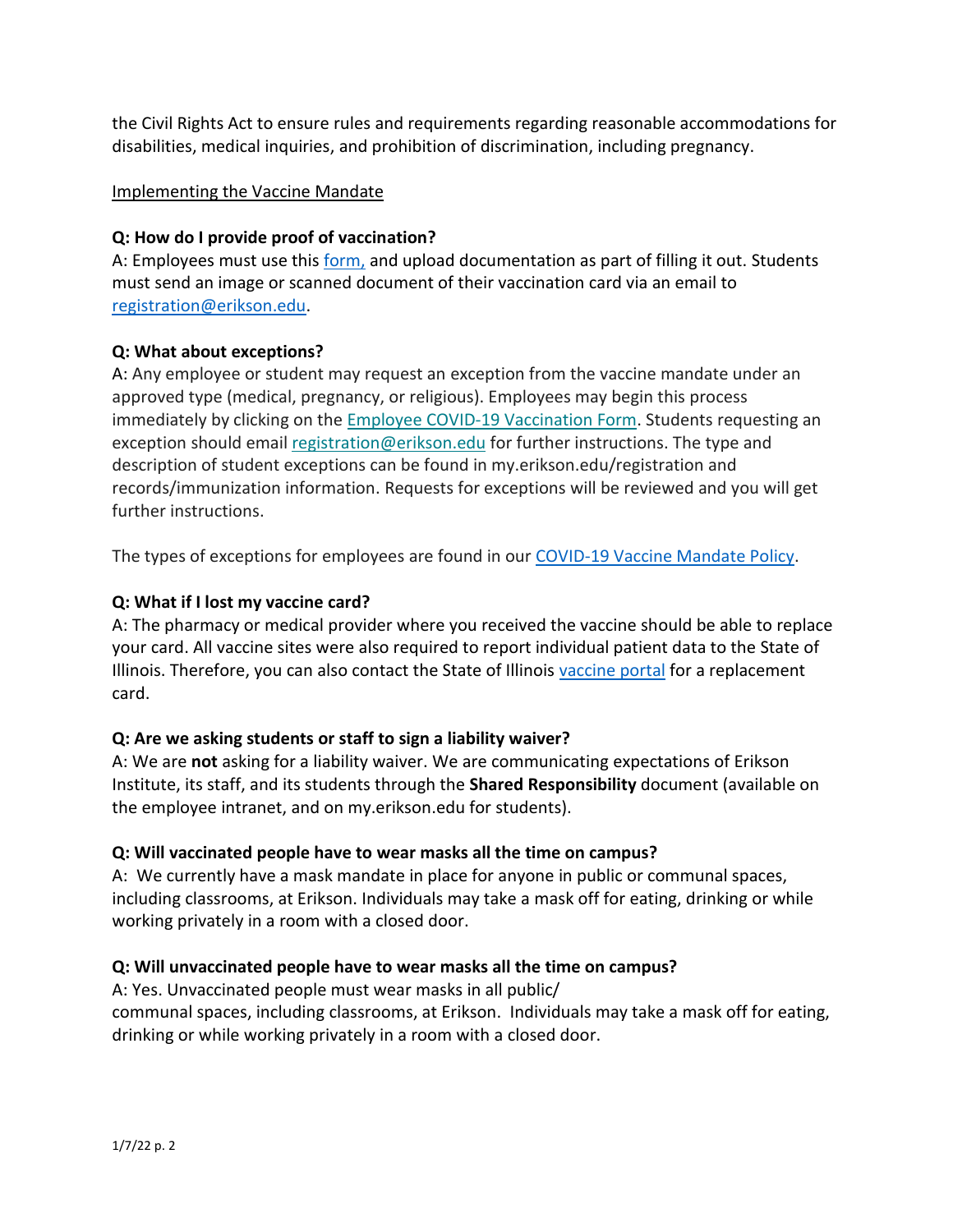the Civil Rights Act to ensure rules and requirements regarding reasonable accommodations for disabilities, medical inquiries, and prohibition of discrimination, including pregnancy.

Implementing the Vaccine Mandate

**Q: How do I provide proof of vaccination?**
A: Employees must use this form, and upload documentation as part of filling it out. Students must send an image or scanned document of their vaccination card via an email to registration@erikson.edu.

**Q: What about exceptions?**
A: Any employee or student may request an exception from the vaccine mandate under an approved type (medical, pregnancy, or religious). Employees may begin this process immediately by clicking on the Employee COVID-19 Vaccination Form. Students requesting an exception should email registration@erikson.edu for further instructions. The type and description of student exceptions can be found in my.erikson.edu/registration and records/immunization information. Requests for exceptions will be reviewed and you will get further instructions.

The types of exceptions for employees are found in our COVID-19 Vaccine Mandate Policy.

**Q: What if I lost my vaccine card?**
A: The pharmacy or medical provider where you received the vaccine should be able to replace your card. All vaccine sites were also required to report individual patient data to the State of Illinois. Therefore, you can also contact the State of Illinois vaccine portal for a replacement card.

**Q: Are we asking students or staff to sign a liability waiver?**
A: We are **not** asking for a liability waiver. We are communicating expectations of Erikson Institute, its staff, and its students through the **Shared Responsibility** document (available on the employee intranet, and on my.erikson.edu for students).

**Q: Will vaccinated people have to wear masks all the time on campus?**
A: We currently have a mask mandate in place for anyone in public or communal spaces, including classrooms, at Erikson. Individuals may take a mask off for eating, drinking or while working privately in a room with a closed door.

**Q: Will unvaccinated people have to wear masks all the time on campus?**
A: Yes. Unvaccinated people must wear masks in all public/communal spaces, including classrooms, at Erikson. Individuals may take a mask off for eating, drinking or while working privately in a room with a closed door.

1/7/22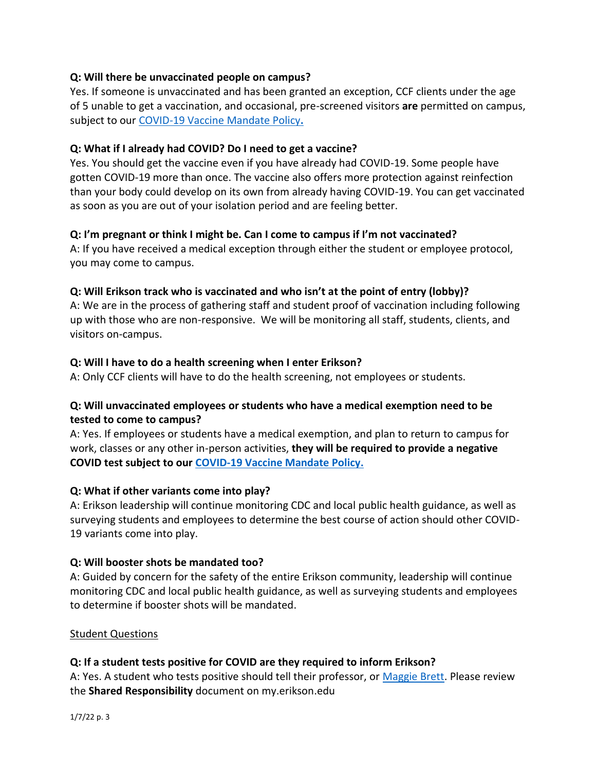**Q: Will there be unvaccinated people on campus?**

Yes. If someone is unvaccinated and has been granted an exception, CCF clients under the age of 5 unable to get a vaccination, and occasional, pre-screened visitors **are** permitted on campus, subject to our [COVID-19 Vaccine Mandate Policy](#)**.**

**Q: What if I already had COVID? Do I need to get a vaccine?**

Yes. You should get the vaccine even if you have already had COVID-19. Some people have gotten COVID-19 more than once. The vaccine also offers more protection against reinfection than your body could develop on its own from already having COVID-19. You can get vaccinated as soon as you are out of your isolation period and are feeling better.

**Q: I'm pregnant or think I might be. Can I come to campus if I'm not vaccinated?**

A: If you have received a medical exception through either the student or employee protocol, you may come to campus.

**Q: Will Erikson track who is vaccinated and who isn't at the point of entry (lobby)?**

A: We are in the process of gathering staff and student proof of vaccination including following up with those who are non-responsive. We will be monitoring all staff, students, clients, and visitors on-campus.

**Q: Will I have to do a health screening when I enter Erikson?**

A: Only CCF clients will have to do the health screening, not employees or students.

**Q: Will unvaccinated employees or students who have a medical exemption need to be tested to come to campus?**

A: Yes. If employees or students have a medical exemption, and plan to return to campus for work, classes or any other in-person activities, **they will be required to provide a negative COVID test subject to our [COVID-19 Vaccine Mandate Policy.](#)**

**Q: What if other variants come into play?**

A: Erikson leadership will continue monitoring CDC and local public health guidance, as well as surveying students and employees to determine the best course of action should other COVID-19 variants come into play.

**Q: Will booster shots be mandated too?**

A: Guided by concern for the safety of the entire Erikson community, leadership will continue monitoring CDC and local public health guidance, as well as surveying students and employees to determine if booster shots will be mandated.

## Student Questions

**Q: If a student tests positive for COVID are they required to inform Erikson?**

A: Yes. A student who tests positive should tell their professor, or [Maggie Brett](#). Please review the **Shared Responsibility** document on my.erikson.edu

1/7/22 p. 3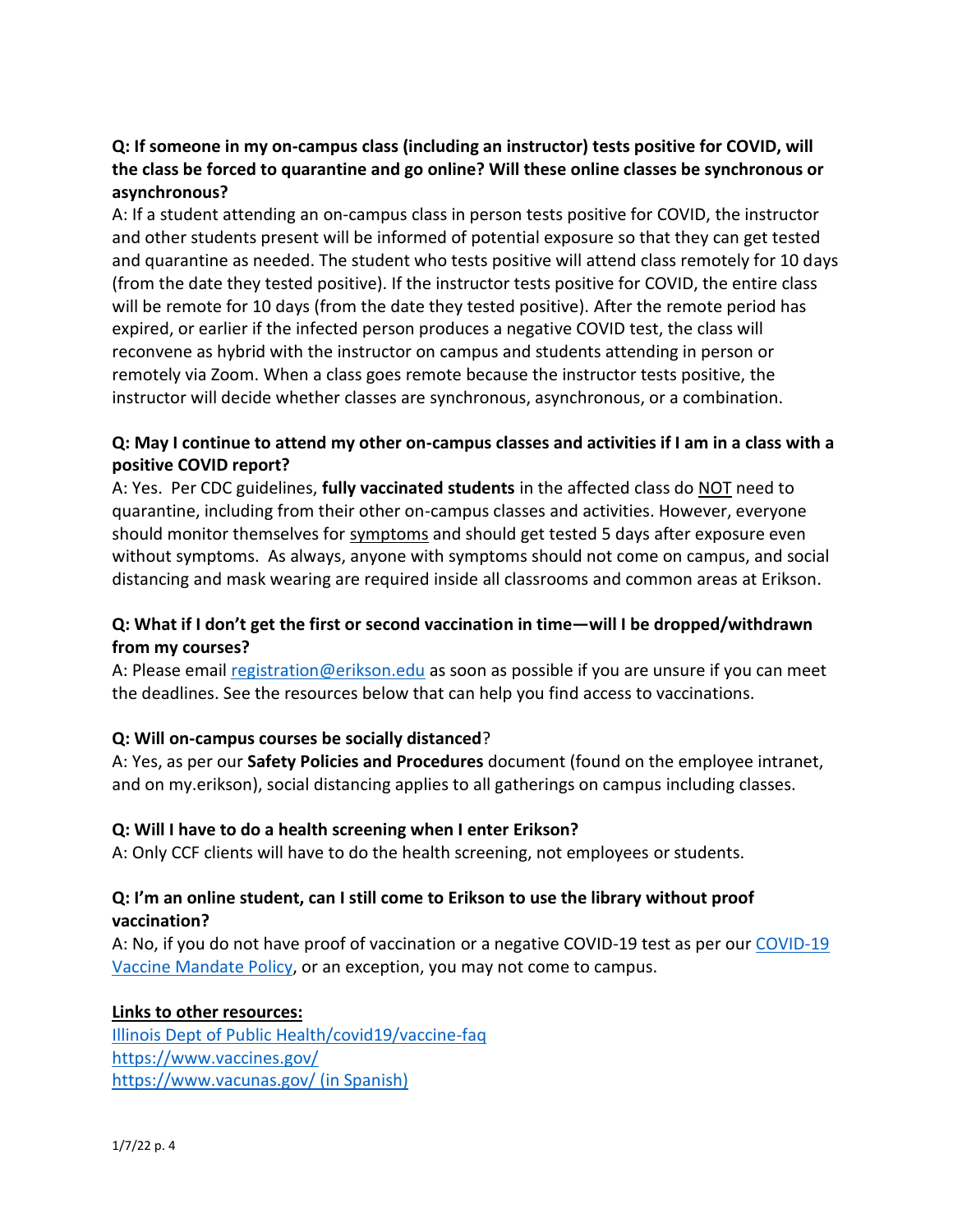**Q: If someone in my on-campus class (including an instructor) tests positive for COVID, will the class be forced to quarantine and go online? Will these online classes be synchronous or asynchronous?**

A: If a student attending an on-campus class in person tests positive for COVID, the instructor and other students present will be informed of potential exposure so that they can get tested and quarantine as needed. The student who tests positive will attend class remotely for 10 days (from the date they tested positive). If the instructor tests positive for COVID, the entire class will be remote for 10 days (from the date they tested positive). After the remote period has expired, or earlier if the infected person produces a negative COVID test, the class will reconvene as hybrid with the instructor on campus and students attending in person or remotely via Zoom. When a class goes remote because the instructor tests positive, the instructor will decide whether classes are synchronous, asynchronous, or a combination.

**Q: May I continue to attend my other on-campus classes and activities if I am in a class with a positive COVID report?**

A: Yes. Per CDC guidelines, **fully vaccinated students** in the affected class do <u>NOT</u> need to quarantine, including from their other on-campus classes and activities. However, everyone should monitor themselves for <u>symptoms</u> and should get tested 5 days after exposure even without symptoms. As always, anyone with symptoms should not come on campus, and social distancing and mask wearing are required inside all classrooms and common areas at Erikson.

**Q: What if I don't get the first or second vaccination in time—will I be dropped/withdrawn from my courses?**

A: Please email [registration@erikson.edu](mailto:registration@erikson.edu) as soon as possible if you are unsure if you can meet the deadlines. See the resources below that can help you find access to vaccinations.

**Q: Will on-campus courses be socially distanced**?

A: Yes, as per our **Safety Policies and Procedures** document (found on the employee intranet, and on my.erikson), social distancing applies to all gatherings on campus including classes.

**Q: Will I have to do a health screening when I enter Erikson?**

A: Only CCF clients will have to do the health screening, not employees or students.

**Q: I'm an online student, can I still come to Erikson to use the library without proof vaccination?**

A: No, if you do not have proof of vaccination or a negative COVID-19 test as per our [COVID-19 Vaccine Mandate Policy](), or an exception, you may not come to campus.

**<u>Links to other resources:</u>**

[Illinois Dept of Public Health/covid19/vaccine-faq]()
[https://www.vaccines.gov/](https://www.vaccines.gov/)
[https://www.vacunas.gov/ (in Spanish)](https://www.vacunas.gov/)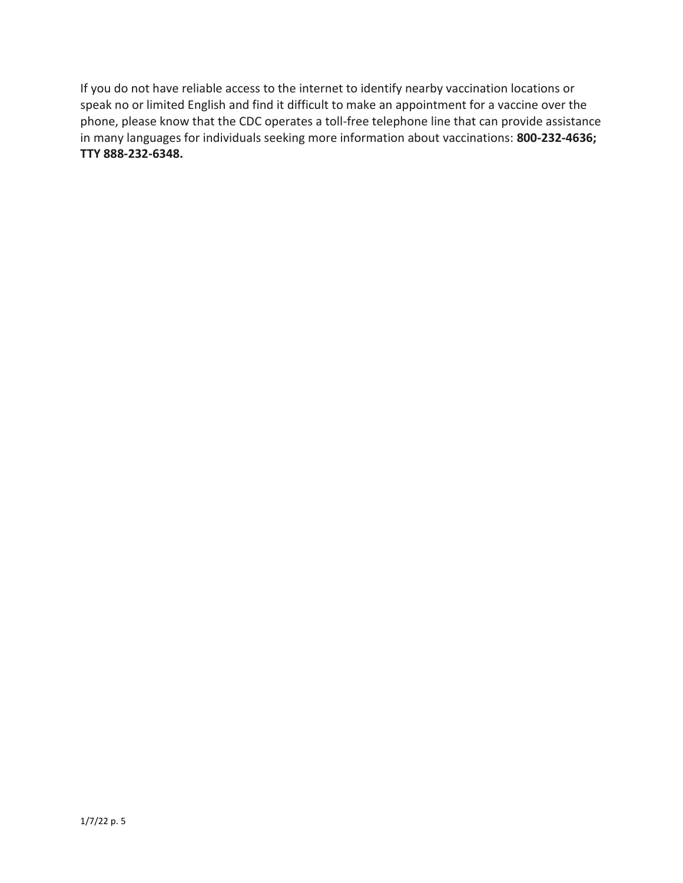If you do not have reliable access to the internet to identify nearby vaccination locations or speak no or limited English and find it difficult to make an appointment for a vaccine over the phone, please know that the CDC operates a toll-free telephone line that can provide assistance in many languages for individuals seeking more information about vaccinations: **800-232-4636; TTY 888-232-6348.**